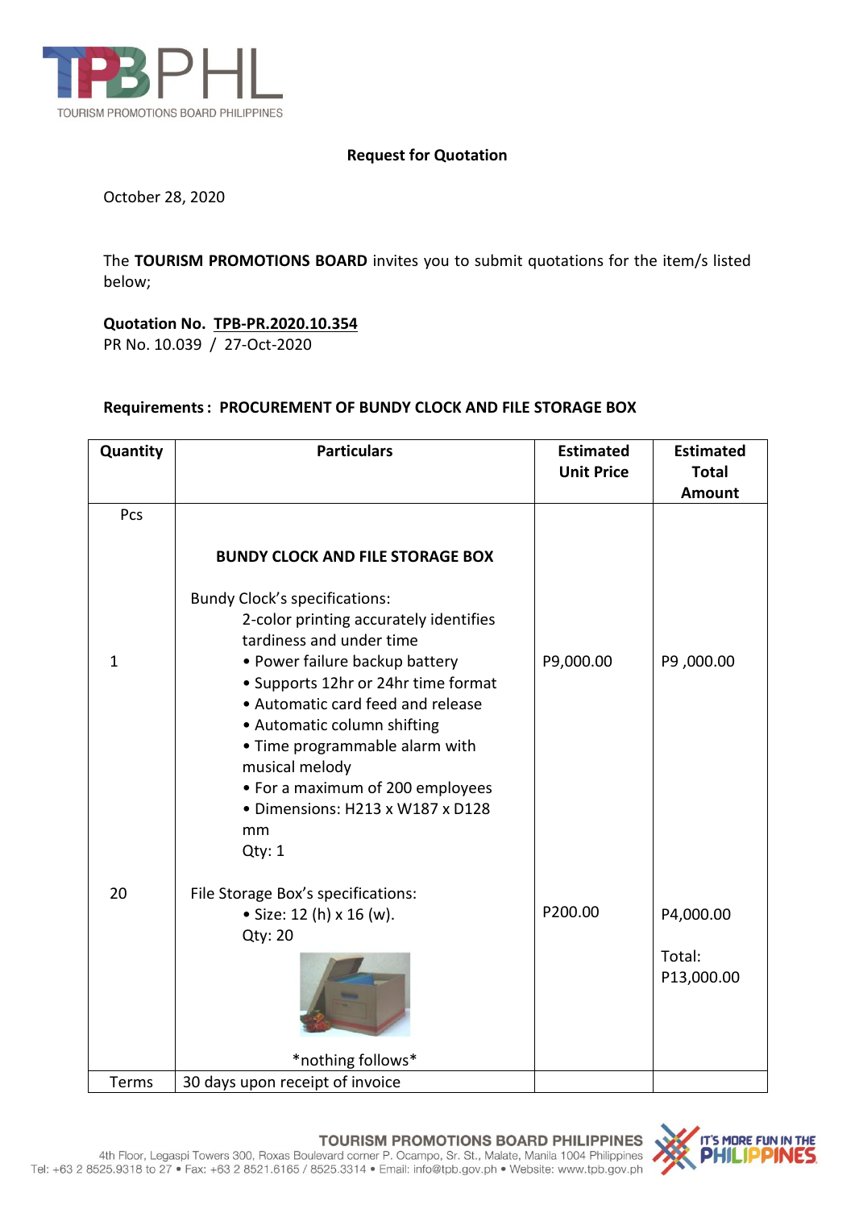**Request for Quotation**

October 28, 2020

The **TOURISM PROMOTIONS BOARD** invites you to submit quotations for the item/s listed below;

**Quotation No. TPB-PR.2020.10.354**
PR No. 10.039 / 27-Oct-2020

**Requirements : PROCUREMENT OF BUNDY CLOCK AND FILE STORAGE BOX**

| Quantity | Particulars | Estimated Unit Price | Estimated Total Amount |
|---|---|---|---|
| Pcs | **BUNDY CLOCK AND FILE STORAGE BOX** | | |
| 1 | Bundy Clock's specifications:<br>2-color printing accurately identifies tardiness and under time<br>• Power failure backup battery<br>• Supports 12hr or 24hr time format<br>• Automatic card feed and release<br>• Automatic column shifting<br>• Time programmable alarm with musical melody<br>• For a maximum of 200 employees<br>• Dimensions: H213 x W187 x D128 mm<br>Qty: 1 | P9,000.00 | P9 ,000.00 |
| 20 | File Storage Box's specifications:<br>• Size: 12 (h) x 16 (w).<br>Qty: 20<br><br>\*nothing follows\* | P200.00 | P4,000.00<br><br>Total:<br>P13,000.00 |
| Terms | 30 days upon receipt of invoice | | |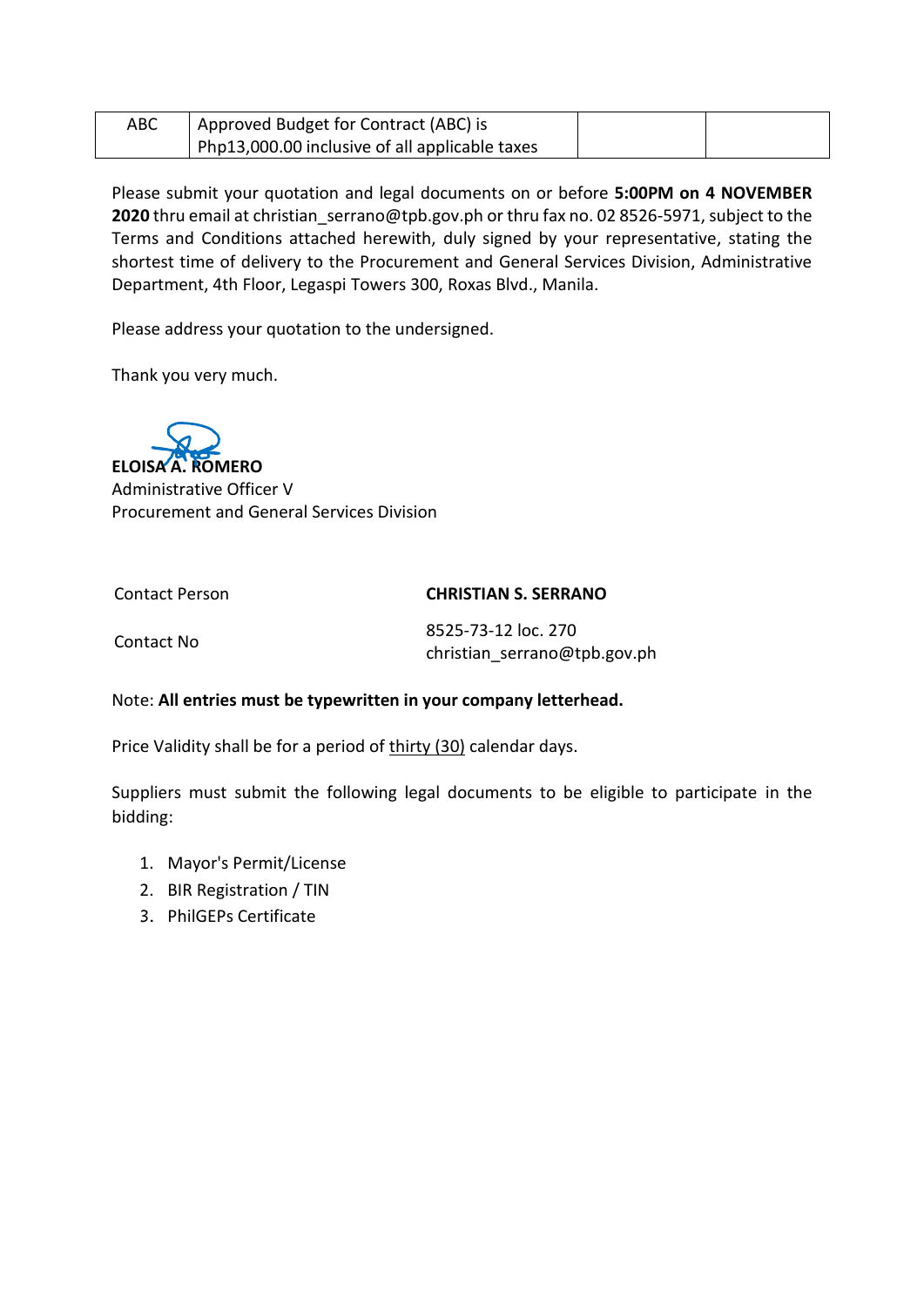| | | | |
|---|---|---|---|
| ABC | Approved Budget for Contract (ABC) is Php13,000.00 inclusive of all applicable taxes | | |

Please submit your quotation and legal documents on or before **5:00PM on 4 NOVEMBER 2020** thru email at christian_serrano@tpb.gov.ph or thru fax no. 02 8526-5971, subject to the Terms and Conditions attached herewith, duly signed by your representative, stating the shortest time of delivery to the Procurement and General Services Division, Administrative Department, 4th Floor, Legaspi Towers 300, Roxas Blvd., Manila.

Please address your quotation to the undersigned.

Thank you very much.

**ELOISA A. ROMERO**
Administrative Officer V
Procurement and General Services Division

| | |
|---|---|
| Contact Person | **CHRISTIAN S. SERRANO** |
| Contact No | 8525-73-12 loc. 270<br>christian_serrano@tpb.gov.ph |

Note: **All entries must be typewritten in your company letterhead.**

Price Validity shall be for a period of thirty (30) calendar days.

Suppliers must submit the following legal documents to be eligible to participate in the bidding:

1. Mayor's Permit/License
2. BIR Registration / TIN
3. PhilGEPs Certificate